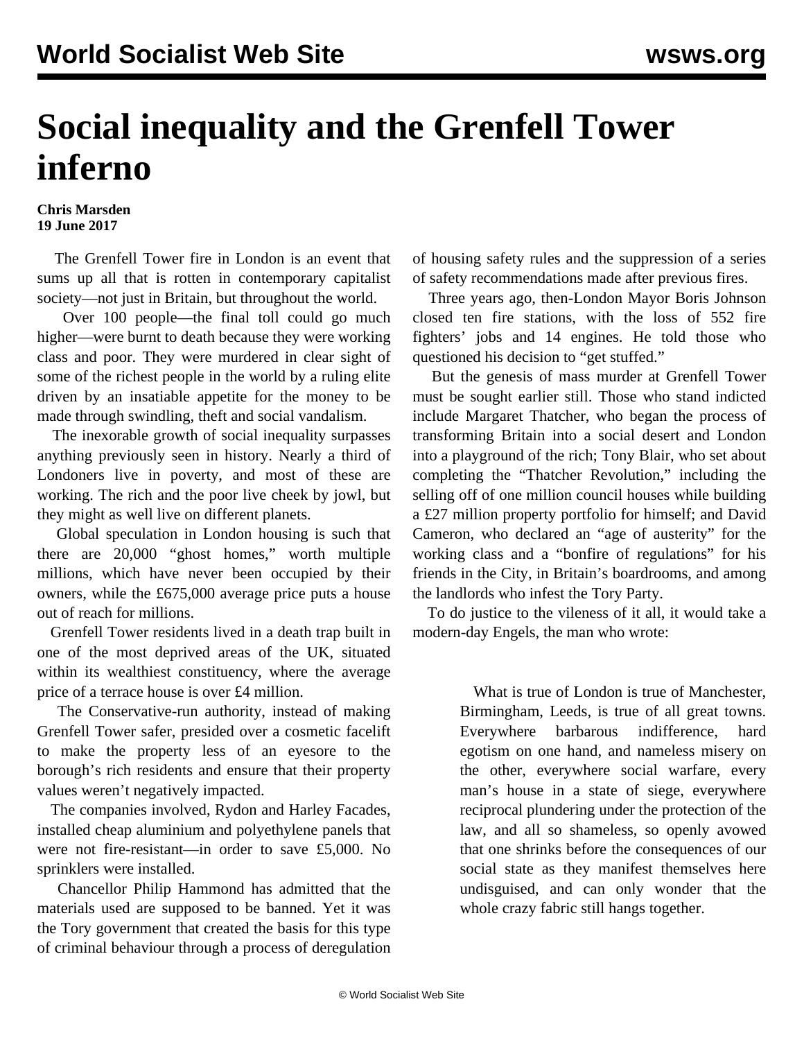# Social inequality and the Grenfell Tower inferno

**Chris Marsden**
**19 June 2017**

The Grenfell Tower fire in London is an event that sums up all that is rotten in contemporary capitalist society—not just in Britain, but throughout the world.

Over 100 people—the final toll could go much higher—were burnt to death because they were working class and poor. They were murdered in clear sight of some of the richest people in the world by a ruling elite driven by an insatiable appetite for the money to be made through swindling, theft and social vandalism.

The inexorable growth of social inequality surpasses anything previously seen in history. Nearly a third of Londoners live in poverty, and most of these are working. The rich and the poor live cheek by jowl, but they might as well live on different planets.

Global speculation in London housing is such that there are 20,000 "ghost homes," worth multiple millions, which have never been occupied by their owners, while the £675,000 average price puts a house out of reach for millions.

Grenfell Tower residents lived in a death trap built in one of the most deprived areas of the UK, situated within its wealthiest constituency, where the average price of a terrace house is over £4 million.

The Conservative-run authority, instead of making Grenfell Tower safer, presided over a cosmetic facelift to make the property less of an eyesore to the borough's rich residents and ensure that their property values weren't negatively impacted.

The companies involved, Rydon and Harley Facades, installed cheap aluminium and polyethylene panels that were not fire-resistant—in order to save £5,000. No sprinklers were installed.

Chancellor Philip Hammond has admitted that the materials used are supposed to be banned. Yet it was the Tory government that created the basis for this type of criminal behaviour through a process of deregulation of housing safety rules and the suppression of a series of safety recommendations made after previous fires.

Three years ago, then-London Mayor Boris Johnson closed ten fire stations, with the loss of 552 fire fighters' jobs and 14 engines. He told those who questioned his decision to "get stuffed."

But the genesis of mass murder at Grenfell Tower must be sought earlier still. Those who stand indicted include Margaret Thatcher, who began the process of transforming Britain into a social desert and London into a playground of the rich; Tony Blair, who set about completing the "Thatcher Revolution," including the selling off of one million council houses while building a £27 million property portfolio for himself; and David Cameron, who declared an "age of austerity" for the working class and a "bonfire of regulations" for his friends in the City, in Britain's boardrooms, and among the landlords who infest the Tory Party.

To do justice to the vileness of it all, it would take a modern-day Engels, the man who wrote:

> What is true of London is true of Manchester, Birmingham, Leeds, is true of all great towns. Everywhere barbarous indifference, hard egotism on one hand, and nameless misery on the other, everywhere social warfare, every man's house in a state of siege, everywhere reciprocal plundering under the protection of the law, and all so shameless, so openly avowed that one shrinks before the consequences of our social state as they manifest themselves here undisguised, and can only wonder that the whole crazy fabric still hangs together.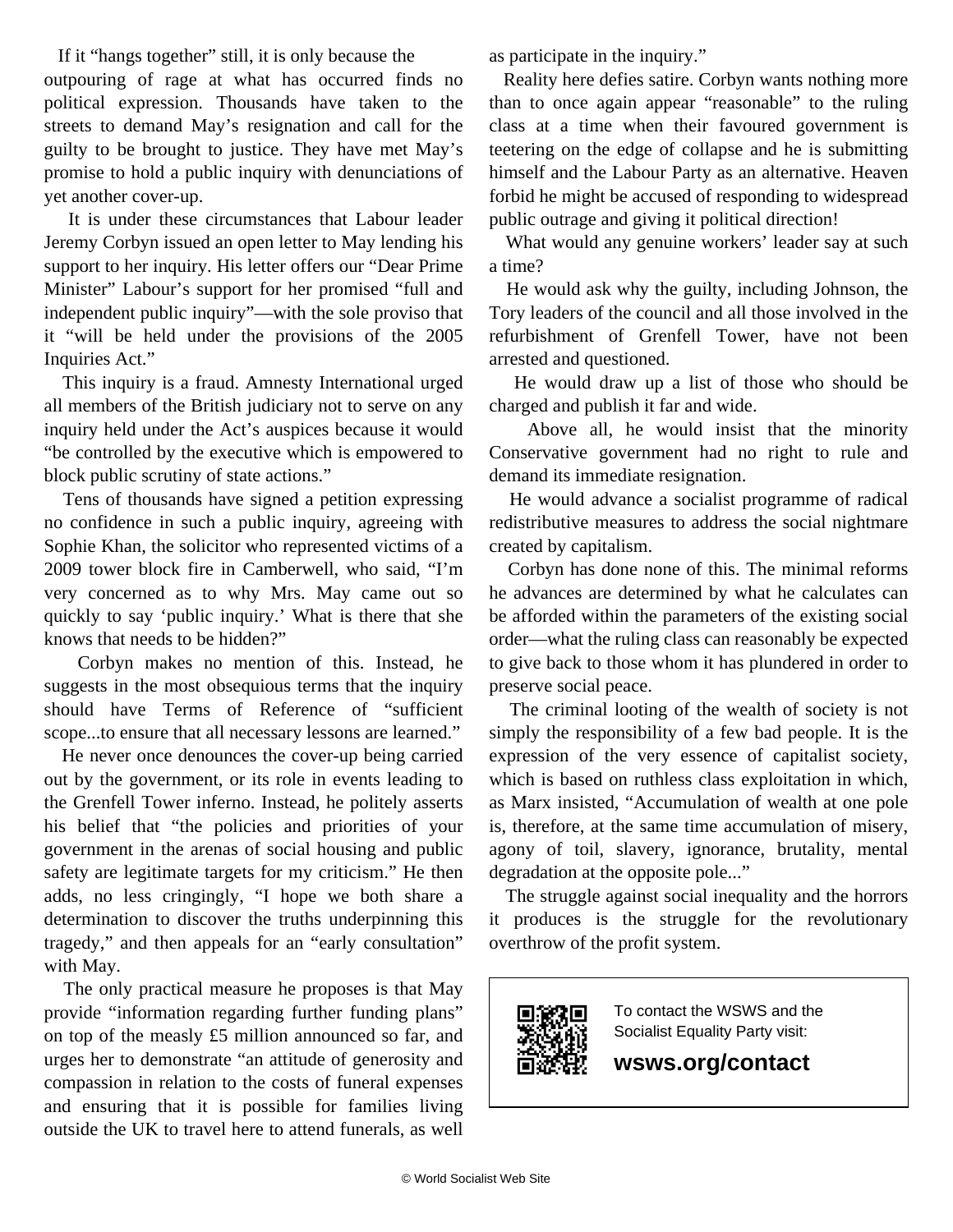If it "hangs together" still, it is only because the outpouring of rage at what has occurred finds no political expression. Thousands have taken to the streets to demand May's resignation and call for the guilty to be brought to justice. They have met May's promise to hold a public inquiry with denunciations of yet another cover-up.

It is under these circumstances that Labour leader Jeremy Corbyn issued an open letter to May lending his support to her inquiry. His letter offers our "Dear Prime Minister" Labour's support for her promised "full and independent public inquiry"—with the sole proviso that it "will be held under the provisions of the 2005 Inquiries Act."

This inquiry is a fraud. Amnesty International urged all members of the British judiciary not to serve on any inquiry held under the Act's auspices because it would "be controlled by the executive which is empowered to block public scrutiny of state actions."

Tens of thousands have signed a petition expressing no confidence in such a public inquiry, agreeing with Sophie Khan, the solicitor who represented victims of a 2009 tower block fire in Camberwell, who said, "I'm very concerned as to why Mrs. May came out so quickly to say 'public inquiry.' What is there that she knows that needs to be hidden?"

Corbyn makes no mention of this. Instead, he suggests in the most obsequious terms that the inquiry should have Terms of Reference of "sufficient scope...to ensure that all necessary lessons are learned."

He never once denounces the cover-up being carried out by the government, or its role in events leading to the Grenfell Tower inferno. Instead, he politely asserts his belief that "the policies and priorities of your government in the arenas of social housing and public safety are legitimate targets for my criticism." He then adds, no less cringingly, "I hope we both share a determination to discover the truths underpinning this tragedy," and then appeals for an "early consultation" with May.

The only practical measure he proposes is that May provide "information regarding further funding plans" on top of the measly £5 million announced so far, and urges her to demonstrate "an attitude of generosity and compassion in relation to the costs of funeral expenses and ensuring that it is possible for families living outside the UK to travel here to attend funerals, as well as participate in the inquiry."

Reality here defies satire. Corbyn wants nothing more than to once again appear "reasonable" to the ruling class at a time when their favoured government is teetering on the edge of collapse and he is submitting himself and the Labour Party as an alternative. Heaven forbid he might be accused of responding to widespread public outrage and giving it political direction!

What would any genuine workers' leader say at such a time?

He would ask why the guilty, including Johnson, the Tory leaders of the council and all those involved in the refurbishment of Grenfell Tower, have not been arrested and questioned.

He would draw up a list of those who should be charged and publish it far and wide.

Above all, he would insist that the minority Conservative government had no right to rule and demand its immediate resignation.

He would advance a socialist programme of radical redistributive measures to address the social nightmare created by capitalism.

Corbyn has done none of this. The minimal reforms he advances are determined by what he calculates can be afforded within the parameters of the existing social order—what the ruling class can reasonably be expected to give back to those whom it has plundered in order to preserve social peace.

The criminal looting of the wealth of society is not simply the responsibility of a few bad people. It is the expression of the very essence of capitalist society, which is based on ruthless class exploitation in which, as Marx insisted, "Accumulation of wealth at one pole is, therefore, at the same time accumulation of misery, agony of toil, slavery, ignorance, brutality, mental degradation at the opposite pole..."

The struggle against social inequality and the horrors it produces is the struggle for the revolutionary overthrow of the profit system.

To contact the WSWS and the Socialist Equality Party visit:

**wsws.org/contact**